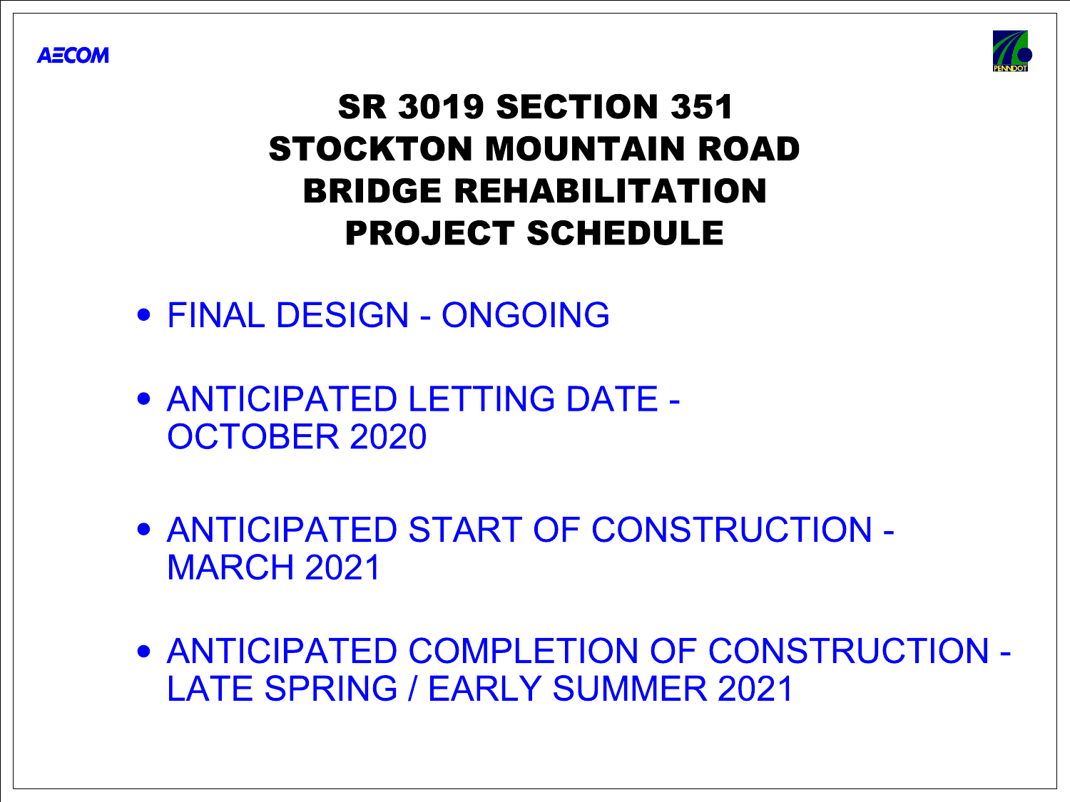AECOM

# SR 3019 SECTION 351
# STOCKTON MOUNTAIN ROAD
# BRIDGE REHABILITATION
# PROJECT SCHEDULE

- FINAL DESIGN - ONGOING
- ANTICIPATED LETTING DATE - OCTOBER 2020
- ANTICIPATED START OF CONSTRUCTION - MARCH 2021
- ANTICIPATED COMPLETION OF CONSTRUCTION - LATE SPRING / EARLY SUMMER 2021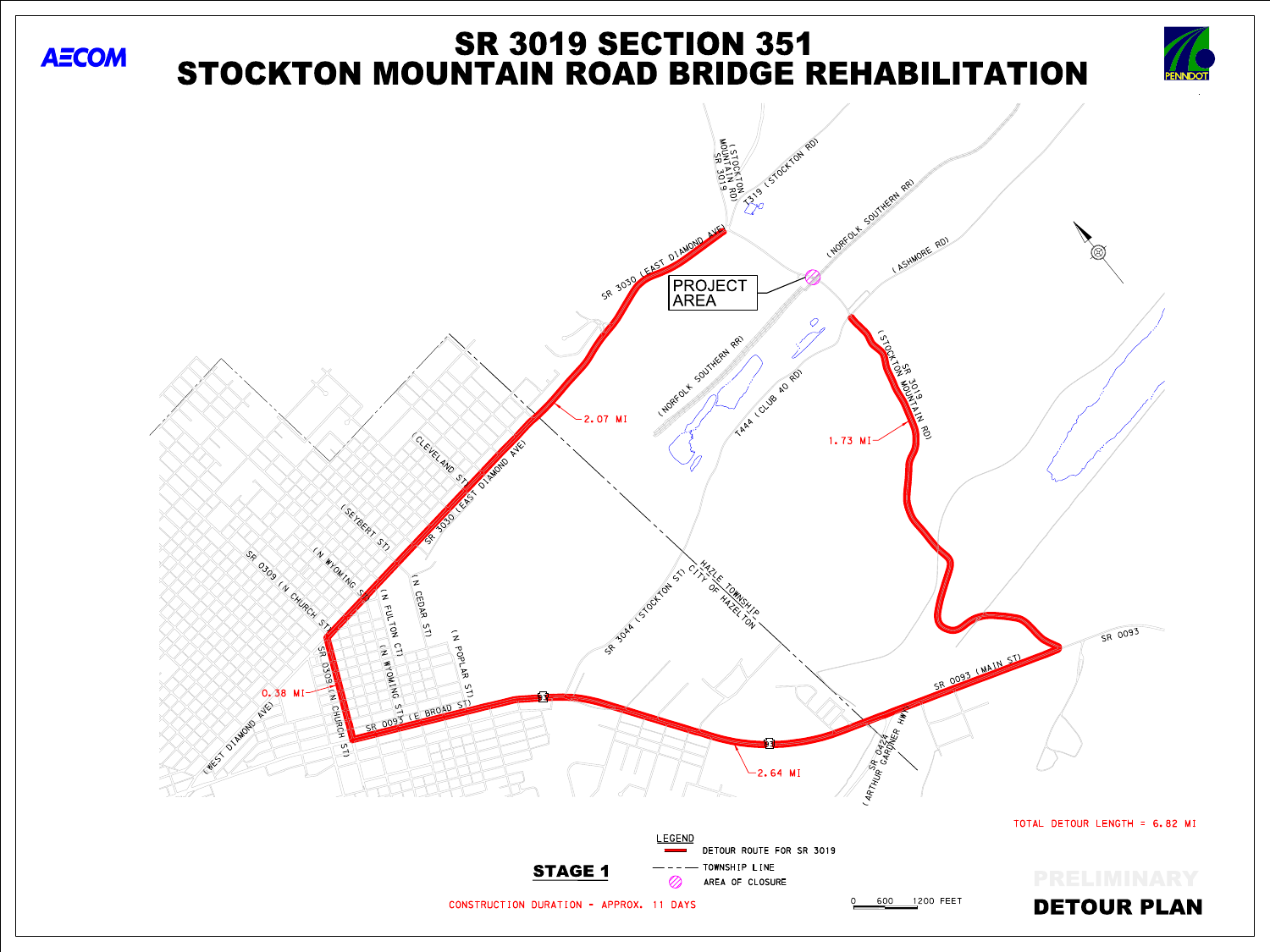# SR 3019 SECTION 351
# STOCKTON MOUNTAIN ROAD BRIDGE REHABILITATION

AECOM

PENNDOT

SR 3019 (STOCKTON MOUNTAIN RD)

T319 (STOCKTON RD)

(NORFOLK SOUTHERN RR)

(ASHMORE RD)

SR 3030 (EAST DIAMOND AVE)

PROJECT AREA

(NORFOLK SOUTHERN RR)

T444 (CLUB 40 RD)

(STOCKTON MOUNTAIN RD) SR 3019

2.07 MI

1.73 MI

(CLEVELAND ST)

SR 3030 (EAST DIAMOND AVE)

(SEYBERT ST)

(N WYOMING ST)

SR 0309 (N CHURCH ST)

(N FULTON CT)

(N CEDAR ST)

(N WYOMING ST)

(N POPLAR ST)

SR 3044 (STOCKTON ST)

HAZLE TOWNSHIP

CITY OF HAZELTON

SR 0093

SR 0093 (MAIN ST)

0.38 MI

SR 0309 (N CHURCH ST)

(WEST DIAMOND AVE)

SR 0093 (E BROAD ST)

2.64 MI

SR 0424 (ARTHUR GARDNER HWY)

TOTAL DETOUR LENGTH = 6.82 MI

**LEGEND**

- DETOUR ROUTE FOR SR 3019
- TOWNSHIP LINE
- AREA OF CLOSURE

**STAGE 1**

CONSTRUCTION DURATION - APPROX. 11 DAYS

0 600 1200 FEET

PRELIMINARY

**DETOUR PLAN**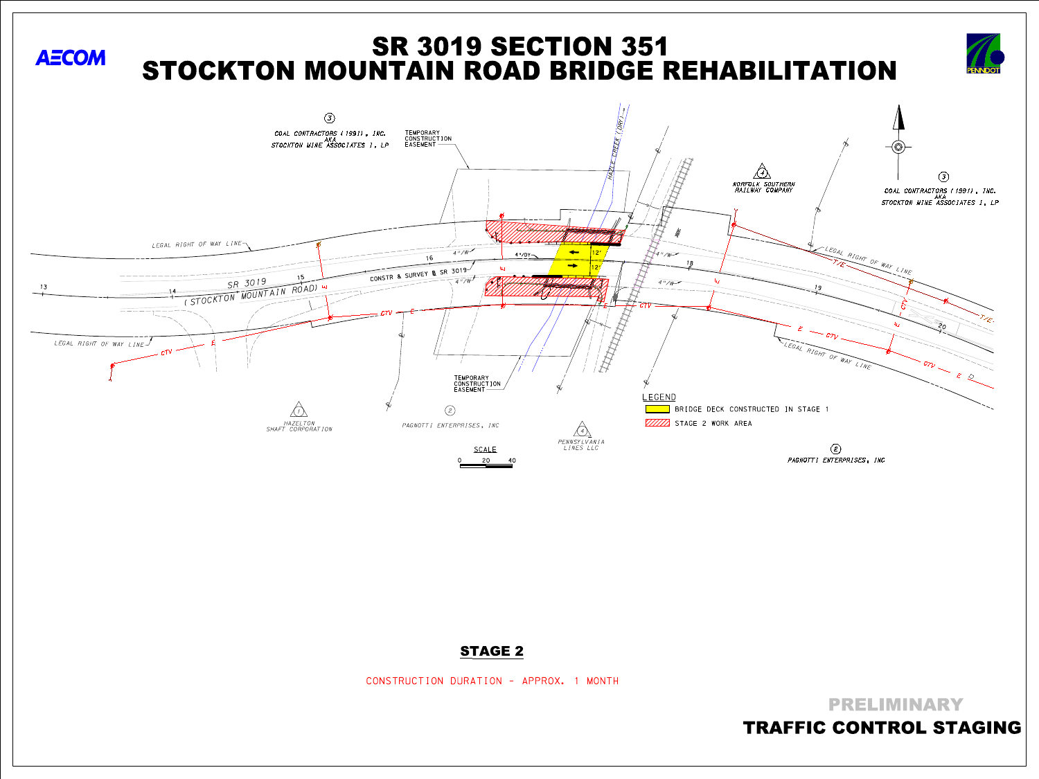# SR 3019 SECTION 351
# STOCKTON MOUNTAIN ROAD BRIDGE REHABILITATION

AECOM

PENNDOT

③ COAL CONTRACTORS (1991), INC. AKA STOCKTON MINE ASSOCIATES 1, LP

TEMPORARY CONSTRUCTION EASEMENT

HAZLE CREEK (DRY)

④ NORFOLK SOUTHERN RAILWAY COMPANY

③ COAL CONTRACTORS (1991), INC. AKA STOCKTON MINE ASSOCIATES 1, LP

LEGAL RIGHT OF WAY LINE

SR 3019 (STOCKTON MOUNTAIN ROAD)

CONSTR & SURVEY ℄ SR 3019

4"/W  4"/DY  12'  12'

CTV  E  T/E

TEMPORARY CONSTRUCTION EASEMENT

LEGEND

- BRIDGE DECK CONSTRUCTED IN STAGE 1
- STAGE 2 WORK AREA

① HAZELTON SHAFT CORPORATION

② PAGNOTTI ENTERPRISES, INC

④ PENNSYLVANIA LINES LLC

② PAGNOTTI ENTERPRISES, INC

SCALE 0 20 40

## STAGE 2

CONSTRUCTION DURATION – APPROX. 1 MONTH

PRELIMINARY

**TRAFFIC CONTROL STAGING**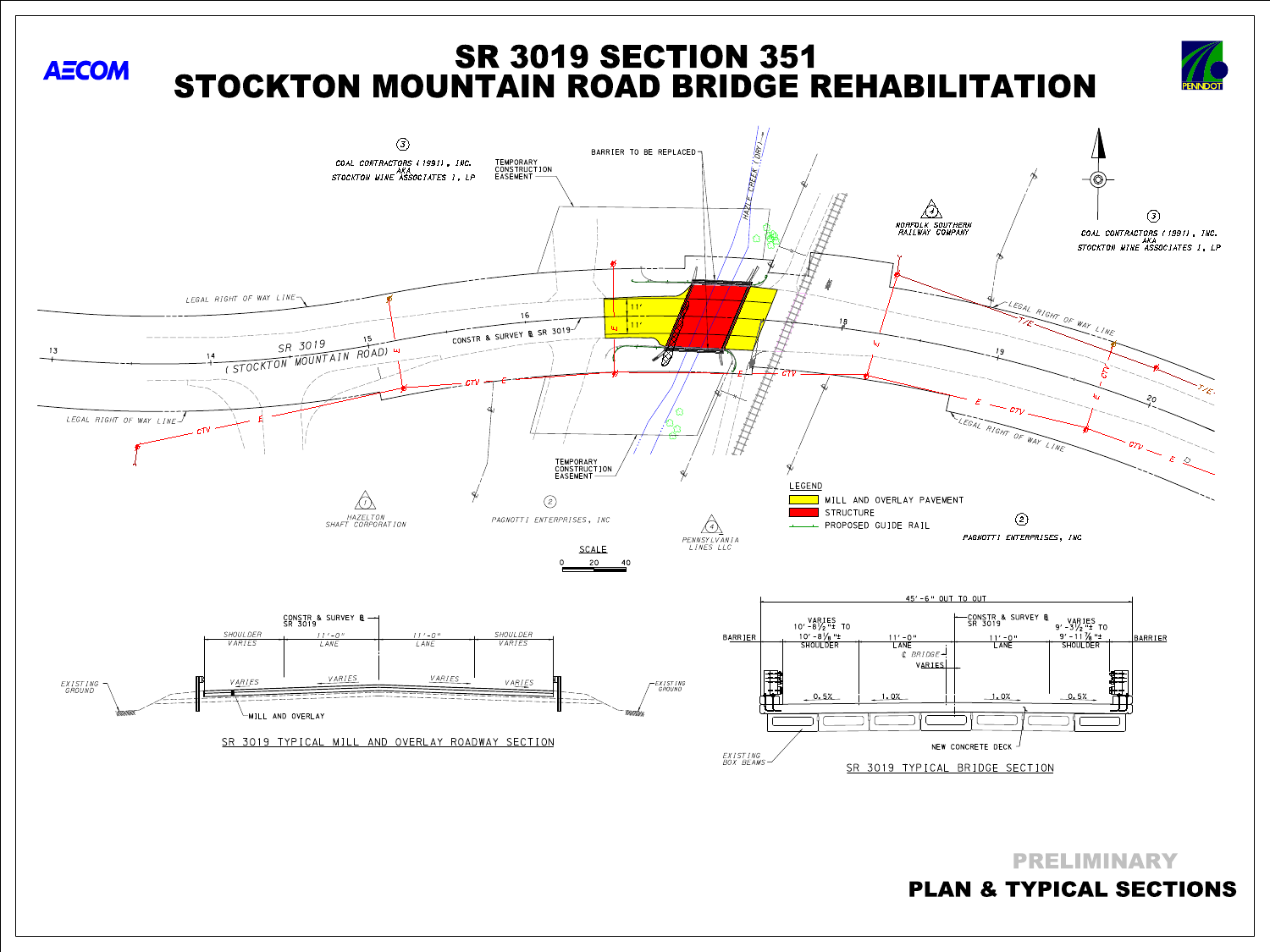AECOM

# SR 3019 SECTION 351
# STOCKTON MOUNTAIN ROAD BRIDGE REHABILITATION

PENNDOT

3 COAL CONTRACTORS (1991), INC. AKA STOCKTON MINE ASSOCIATES 1, LP

TEMPORARY CONSTRUCTION EASEMENT

BARRIER TO BE REPLACED

HAZLE CREEK (DRY)

4 NORFOLK SOUTHERN RAILWAY COMPANY

3 COAL CONTRACTORS (1991), INC. AKA STOCKTON MINE ASSOCIATES 1, LP

LEGAL RIGHT OF WAY LINE

SR 3019 (STOCKTON MOUNTAIN ROAD)

CONSTR & SURVEY ℄ SR 3019

13 14 15 16 18 19 20

11' 11'

LEGAL RIGHT OF WAY LINE

TEMPORARY CONSTRUCTION EASEMENT

1 HAZELTON SHAFT CORPORATION

2 PAGNOTTI ENTERPRISES, INC

4 PENNSYLVANIA LINES LLC

2 PAGNOTTI ENTERPRISES, INC

SCALE 0 20 40

LEGEND
- MILL AND OVERLAY PAVEMENT
- STRUCTURE
- PROPOSED GUIDE RAIL

CONSTR & SURVEY ℄ SR 3019

SHOULDER VARIES | 11'-0" LANE | 11'-0" LANE | SHOULDER VARIES

VARIES VARIES VARIES VARIES

EXISTING GROUND

MILL AND OVERLAY

SR 3019 TYPICAL MILL AND OVERLAY ROADWAY SECTION

45'-6" OUT TO OUT

BARRIER | VARIES 10'-8 1/2"± TO 10'-8 1/8"± SHOULDER | 11'-0" LANE | CONSTR & SURVEY ℄ SR 3019 | 11'-0" LANE | VARIES 9'-3 1/2"± TO 9'-11 7/8"± SHOULDER | BARRIER

℄ BRIDGE VARIES

0.5% 1.0% 1.0% 0.5%

EXISTING BOX BEAMS

NEW CONCRETE DECK

SR 3019 TYPICAL BRIDGE SECTION

PRELIMINARY

## PLAN & TYPICAL SECTIONS